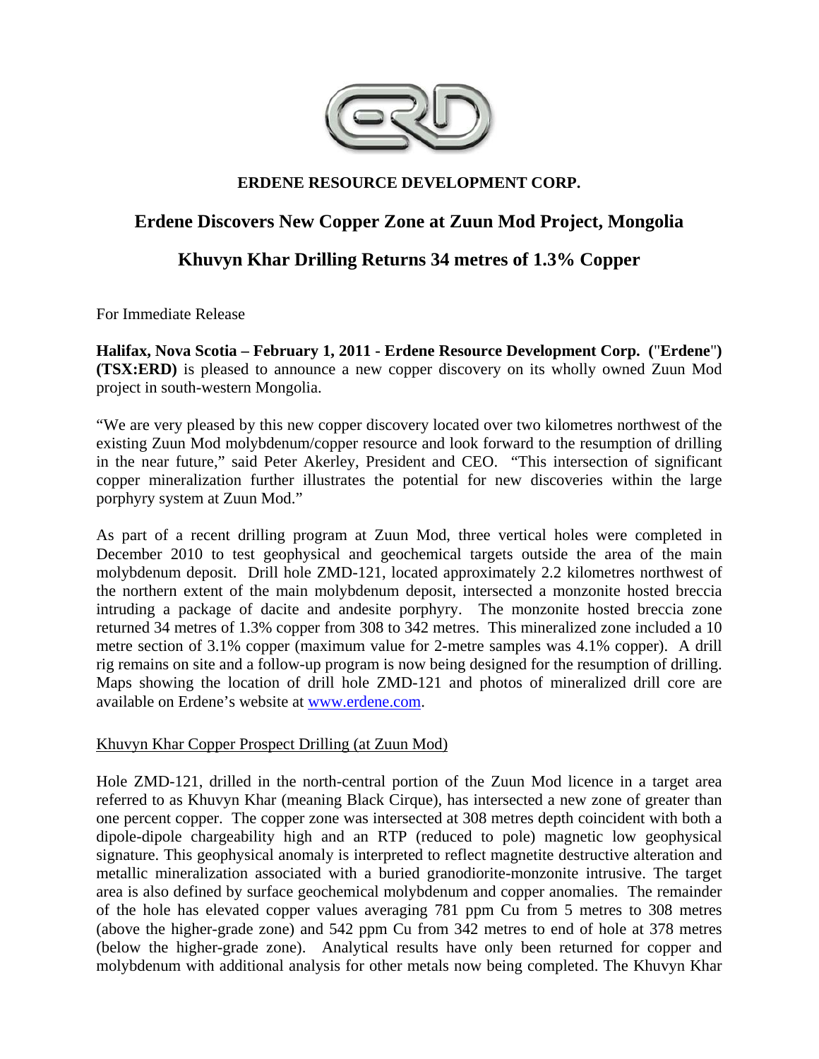**ERDENE RESOURCE DEVELOPMENT CORP.**

# Erdene Discovers New Copper Zone at Zuun Mod Project, Mongolia

## Khuvyn Khar Drilling Returns 34 metres of 1.3% Copper

For Immediate Release

**Halifax, Nova Scotia – February 1, 2011 - Erdene Resource Development Corp. ("Erdene") (TSX:ERD)** is pleased to announce a new copper discovery on its wholly owned Zuun Mod project in south-western Mongolia.

"We are very pleased by this new copper discovery located over two kilometres northwest of the existing Zuun Mod molybdenum/copper resource and look forward to the resumption of drilling in the near future," said Peter Akerley, President and CEO. "This intersection of significant copper mineralization further illustrates the potential for new discoveries within the large porphyry system at Zuun Mod."

As part of a recent drilling program at Zuun Mod, three vertical holes were completed in December 2010 to test geophysical and geochemical targets outside the area of the main molybdenum deposit. Drill hole ZMD-121, located approximately 2.2 kilometres northwest of the northern extent of the main molybdenum deposit, intersected a monzonite hosted breccia intruding a package of dacite and andesite porphyry. The monzonite hosted breccia zone returned 34 metres of 1.3% copper from 308 to 342 metres. This mineralized zone included a 10 metre section of 3.1% copper (maximum value for 2-metre samples was 4.1% copper). A drill rig remains on site and a follow-up program is now being designed for the resumption of drilling. Maps showing the location of drill hole ZMD-121 and photos of mineralized drill core are available on Erdene's website at [www.erdene.com](http://www.erdene.com).

Khuvyn Khar Copper Prospect Drilling (at Zuun Mod)

Hole ZMD-121, drilled in the north-central portion of the Zuun Mod licence in a target area referred to as Khuvyn Khar (meaning Black Cirque), has intersected a new zone of greater than one percent copper. The copper zone was intersected at 308 metres depth coincident with both a dipole-dipole chargeability high and an RTP (reduced to pole) magnetic low geophysical signature. This geophysical anomaly is interpreted to reflect magnetite destructive alteration and metallic mineralization associated with a buried granodiorite-monzonite intrusive. The target area is also defined by surface geochemical molybdenum and copper anomalies. The remainder of the hole has elevated copper values averaging 781 ppm Cu from 5 metres to 308 metres (above the higher-grade zone) and 542 ppm Cu from 342 metres to end of hole at 378 metres (below the higher-grade zone). Analytical results have only been returned for copper and molybdenum with additional analysis for other metals now being completed. The Khuvyn Khar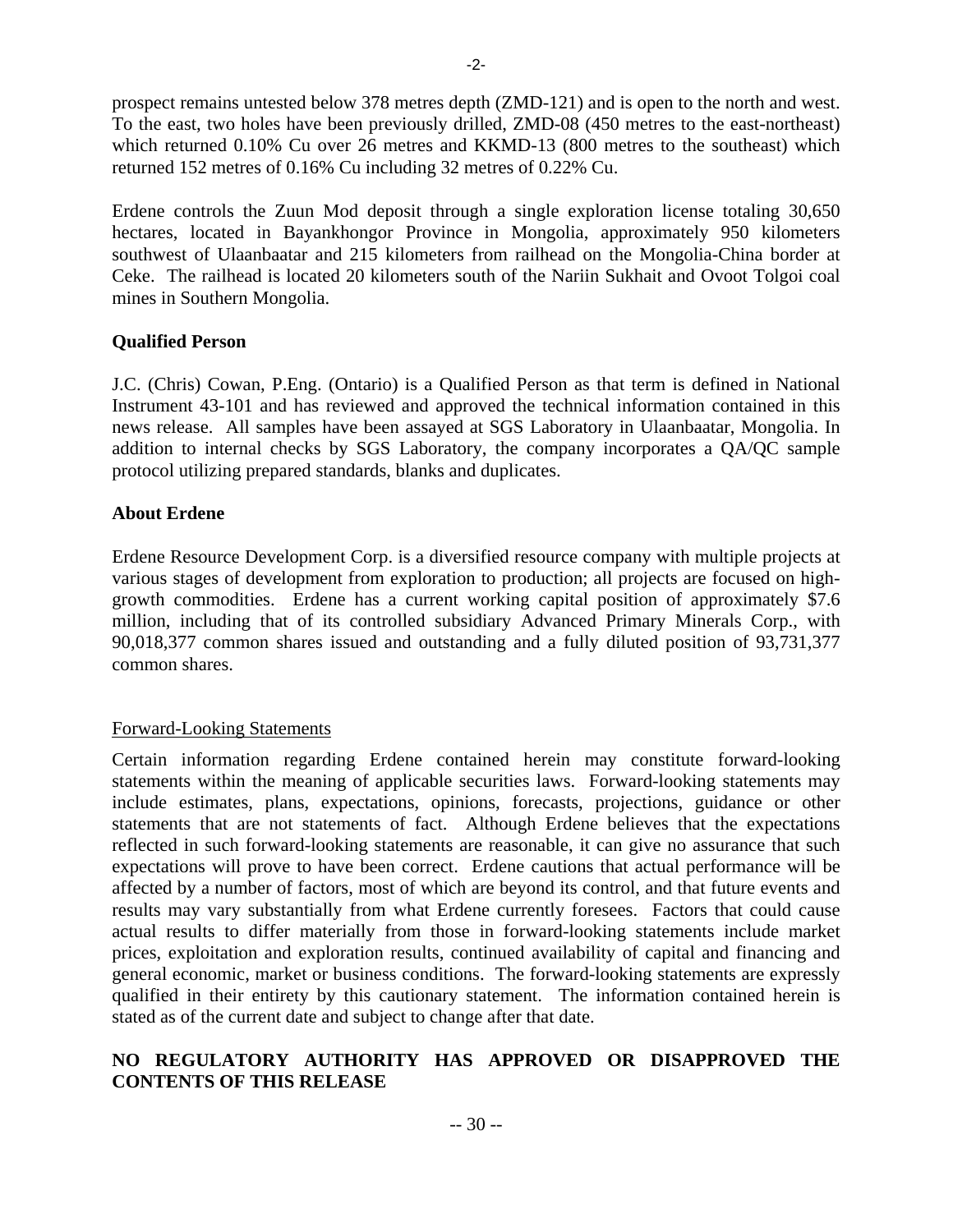prospect remains untested below 378 metres depth (ZMD-121) and is open to the north and west. To the east, two holes have been previously drilled, ZMD-08 (450 metres to the east-northeast) which returned 0.10% Cu over 26 metres and KKMD-13 (800 metres to the southeast) which returned 152 metres of 0.16% Cu including 32 metres of 0.22% Cu.

Erdene controls the Zuun Mod deposit through a single exploration license totaling 30,650 hectares, located in Bayankhongor Province in Mongolia, approximately 950 kilometers southwest of Ulaanbaatar and 215 kilometers from railhead on the Mongolia-China border at Ceke. The railhead is located 20 kilometers south of the Nariin Sukhait and Ovoot Tolgoi coal mines in Southern Mongolia.

**Qualified Person**

J.C. (Chris) Cowan, P.Eng. (Ontario) is a Qualified Person as that term is defined in National Instrument 43-101 and has reviewed and approved the technical information contained in this news release. All samples have been assayed at SGS Laboratory in Ulaanbaatar, Mongolia. In addition to internal checks by SGS Laboratory, the company incorporates a QA/QC sample protocol utilizing prepared standards, blanks and duplicates.

**About Erdene**

Erdene Resource Development Corp. is a diversified resource company with multiple projects at various stages of development from exploration to production; all projects are focused on high-growth commodities. Erdene has a current working capital position of approximately $7.6 million, including that of its controlled subsidiary Advanced Primary Minerals Corp., with 90,018,377 common shares issued and outstanding and a fully diluted position of 93,731,377 common shares.

Forward-Looking Statements

Certain information regarding Erdene contained herein may constitute forward-looking statements within the meaning of applicable securities laws. Forward-looking statements may include estimates, plans, expectations, opinions, forecasts, projections, guidance or other statements that are not statements of fact. Although Erdene believes that the expectations reflected in such forward-looking statements are reasonable, it can give no assurance that such expectations will prove to have been correct. Erdene cautions that actual performance will be affected by a number of factors, most of which are beyond its control, and that future events and results may vary substantially from what Erdene currently foresees. Factors that could cause actual results to differ materially from those in forward-looking statements include market prices, exploitation and exploration results, continued availability of capital and financing and general economic, market or business conditions. The forward-looking statements are expressly qualified in their entirety by this cautionary statement. The information contained herein is stated as of the current date and subject to change after that date.

**NO REGULATORY AUTHORITY HAS APPROVED OR DISAPPROVED THE CONTENTS OF THIS RELEASE**

-- 30 --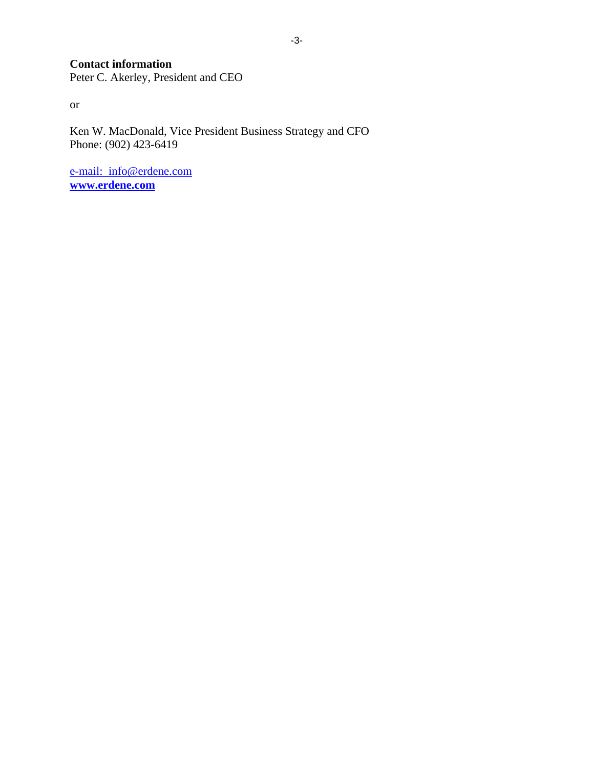**Contact information**
Peter C. Akerley, President and CEO

or

Ken W. MacDonald, Vice President Business Strategy and CFO
Phone: (902) 423-6419

e-mail: info@erdene.com
**www.erdene.com**